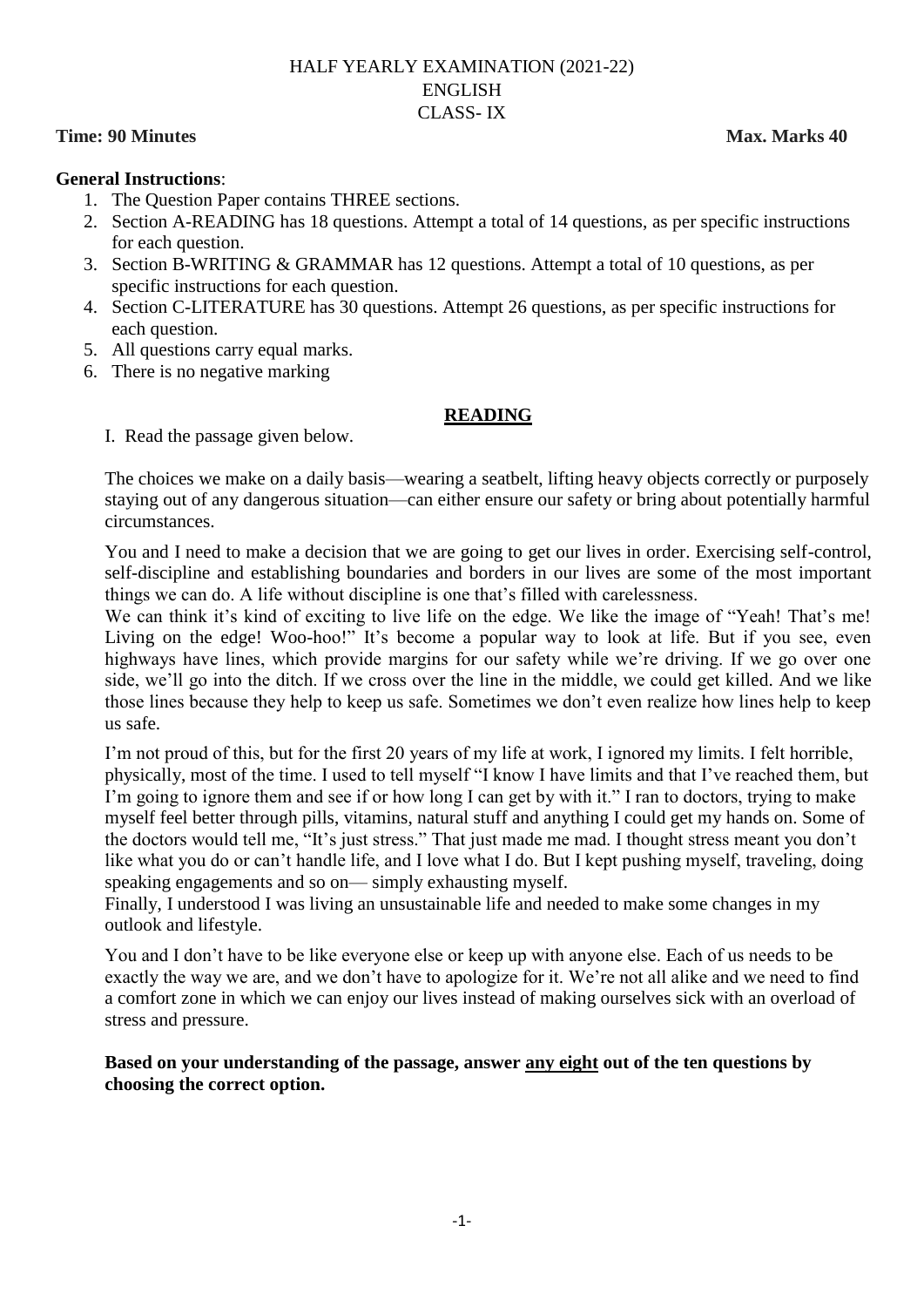HALF YEARLY EXAMINATION (2021-22)
ENGLISH
CLASS- IX

**Time: 90 Minutes** **Max. Marks 40**

**General Instructions**:

1. The Question Paper contains THREE sections.
2. Section A-READING has 18 questions. Attempt a total of 14 questions, as per specific instructions for each question.
3. Section B-WRITING & GRAMMAR has 12 questions. Attempt a total of 10 questions, as per specific instructions for each question.
4. Section C-LITERATURE has 30 questions. Attempt 26 questions, as per specific instructions for each question.
5. All questions carry equal marks.
6. There is no negative marking

## READING

I. Read the passage given below.

The choices we make on a daily basis—wearing a seatbelt, lifting heavy objects correctly or purposely staying out of any dangerous situation—can either ensure our safety or bring about potentially harmful circumstances.

You and I need to make a decision that we are going to get our lives in order. Exercising self-control, self-discipline and establishing boundaries and borders in our lives are some of the most important things we can do. A life without discipline is one that's filled with carelessness.

We can think it's kind of exciting to live life on the edge. We like the image of "Yeah! That's me! Living on the edge! Woo-hoo!" It's become a popular way to look at life. But if you see, even highways have lines, which provide margins for our safety while we're driving. If we go over one side, we'll go into the ditch. If we cross over the line in the middle, we could get killed. And we like those lines because they help to keep us safe. Sometimes we don't even realize how lines help to keep us safe.

I'm not proud of this, but for the first 20 years of my life at work, I ignored my limits. I felt horrible, physically, most of the time. I used to tell myself "I know I have limits and that I've reached them, but I'm going to ignore them and see if or how long I can get by with it." I ran to doctors, trying to make myself feel better through pills, vitamins, natural stuff and anything I could get my hands on. Some of the doctors would tell me, "It's just stress." That just made me mad. I thought stress meant you don't like what you do or can't handle life, and I love what I do. But I kept pushing myself, traveling, doing speaking engagements and so on— simply exhausting myself.

Finally, I understood I was living an unsustainable life and needed to make some changes in my outlook and lifestyle.

You and I don't have to be like everyone else or keep up with anyone else. Each of us needs to be exactly the way we are, and we don't have to apologize for it. We're not all alike and we need to find a comfort zone in which we can enjoy our lives instead of making ourselves sick with an overload of stress and pressure.

**Based on your understanding of the passage, answer any eight out of the ten questions by choosing the correct option.**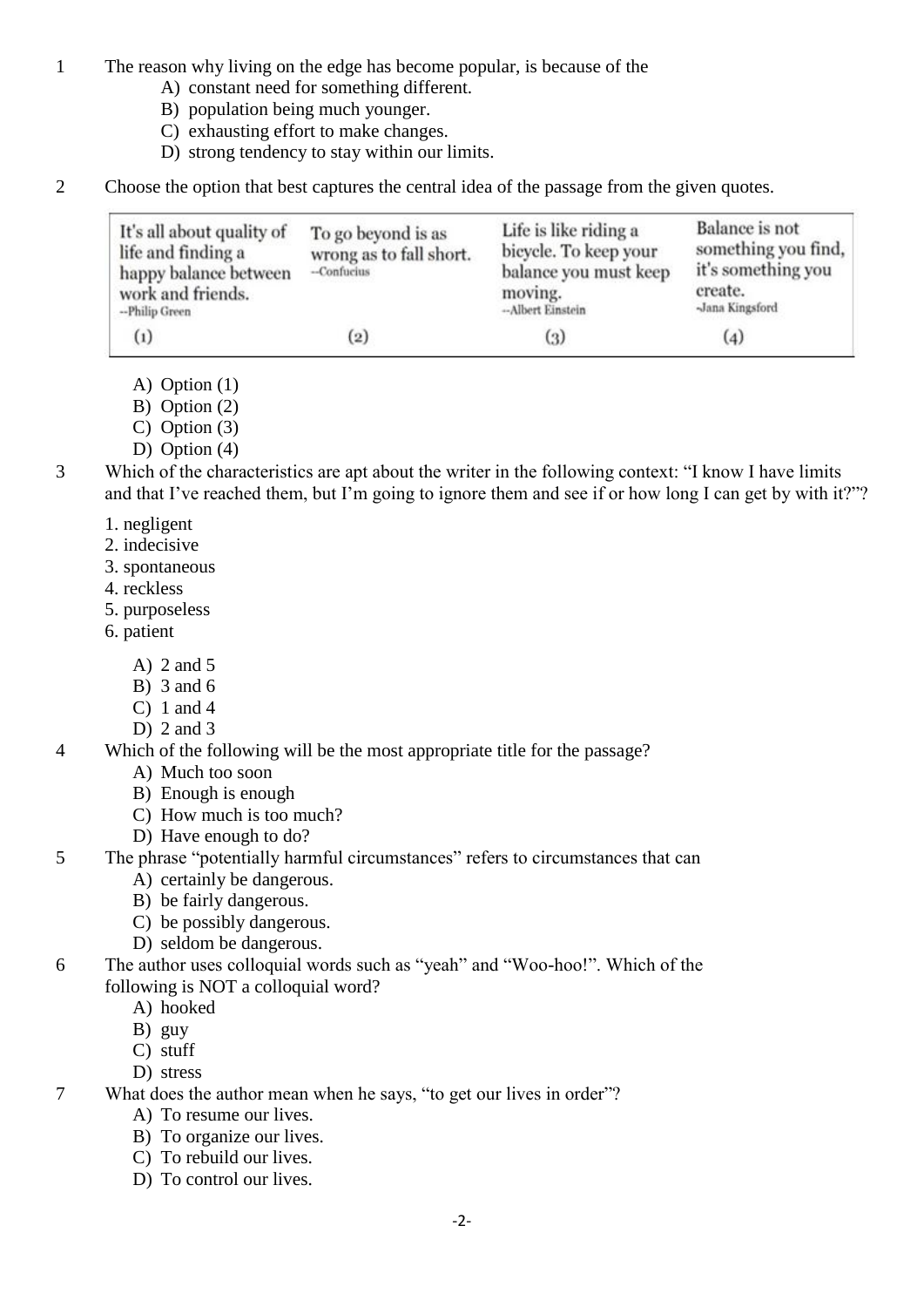1 The reason why living on the edge has become popular, is because of the

A) constant need for something different.
B) population being much younger.
C) exhausting effort to make changes.
D) strong tendency to stay within our limits.

2 Choose the option that best captures the central idea of the passage from the given quotes.

| It's all about quality of life and finding a happy balance between work and friends. --Philip Green | To go beyond is as wrong as to fall short. --Confucius | Life is like riding a bicycle. To keep your balance you must keep moving. --Albert Einstein | Balance is not something you find, it's something you create. -Jana Kingsford |
|---|---|---|---|
| (1) | (2) | (3) | (4) |

A) Option (1)
B) Option (2)
C) Option (3)
D) Option (4)

3 Which of the characteristics are apt about the writer in the following context: "I know I have limits and that I've reached them, but I'm going to ignore them and see if or how long I can get by with it?"?

1. negligent
2. indecisive
3. spontaneous
4. reckless
5. purposeless
6. patient

A) 2 and 5
B) 3 and 6
C) 1 and 4
D) 2 and 3

4 Which of the following will be the most appropriate title for the passage?

A) Much too soon
B) Enough is enough
C) How much is too much?
D) Have enough to do?

5 The phrase "potentially harmful circumstances" refers to circumstances that can

A) certainly be dangerous.
B) be fairly dangerous.
C) be possibly dangerous.
D) seldom be dangerous.

6 The author uses colloquial words such as "yeah" and "Woo-hoo!". Which of the following is NOT a colloquial word?

A) hooked
B) guy
C) stuff
D) stress

7 What does the author mean when he says, "to get our lives in order"?

A) To resume our lives.
B) To organize our lives.
C) To rebuild our lives.
D) To control our lives.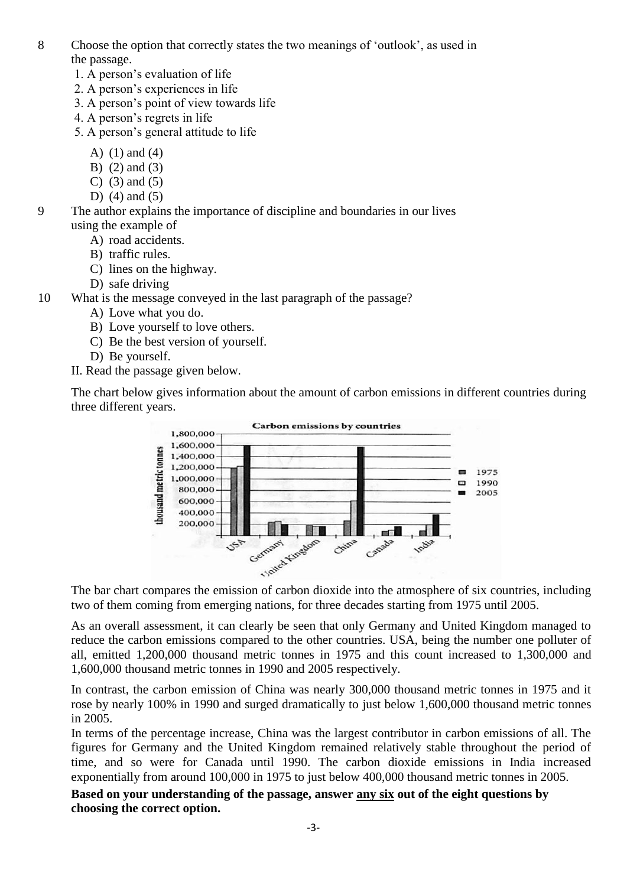8 Choose the option that correctly states the two meanings of 'outlook', as used in the passage.

1. A person's evaluation of life
2. A person's experiences in life
3. A person's point of view towards life
4. A person's regrets in life
5. A person's general attitude to life

A) (1) and (4)
B) (2) and (3)
C) (3) and (5)
D) (4) and (5)

9 The author explains the importance of discipline and boundaries in our lives using the example of

A) road accidents.
B) traffic rules.
C) lines on the highway.
D) safe driving

10 What is the message conveyed in the last paragraph of the passage?

A) Love what you do.
B) Love yourself to love others.
C) Be the best version of yourself.
D) Be yourself.

II. Read the passage given below.

The chart below gives information about the amount of carbon emissions in different countries during three different years.

The bar chart compares the emission of carbon dioxide into the atmosphere of six countries, including two of them coming from emerging nations, for three decades starting from 1975 until 2005.

As an overall assessment, it can clearly be seen that only Germany and United Kingdom managed to reduce the carbon emissions compared to the other countries. USA, being the number one polluter of all, emitted 1,200,000 thousand metric tonnes in 1975 and this count increased to 1,300,000 and 1,600,000 thousand metric tonnes in 1990 and 2005 respectively.

In contrast, the carbon emission of China was nearly 300,000 thousand metric tonnes in 1975 and it rose by nearly 100% in 1990 and surged dramatically to just below 1,600,000 thousand metric tonnes in 2005.

In terms of the percentage increase, China was the largest contributor in carbon emissions of all. The figures for Germany and the United Kingdom remained relatively stable throughout the period of time, and so were for Canada until 1990. The carbon dioxide emissions in India increased exponentially from around 100,000 in 1975 to just below 400,000 thousand metric tonnes in 2005.

**Based on your understanding of the passage, answer any six out of the eight questions by choosing the correct option.**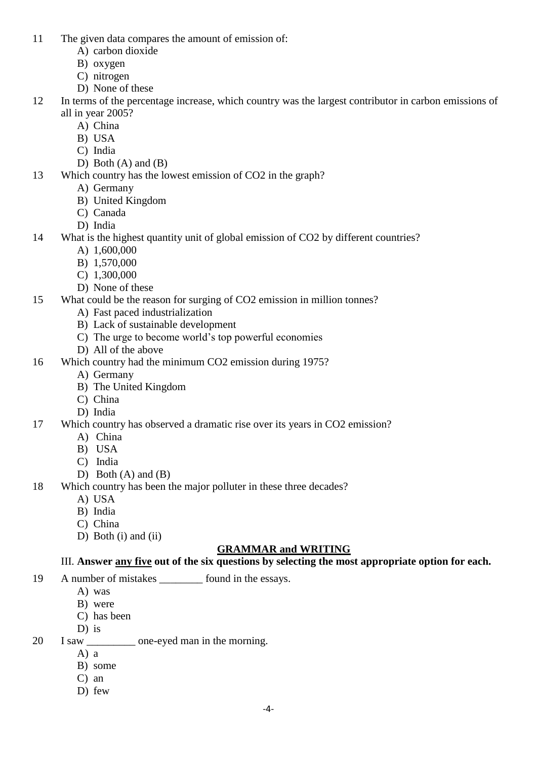11 The given data compares the amount of emission of:
   A) carbon dioxide
   B) oxygen
   C) nitrogen
   D) None of these

12 In terms of the percentage increase, which country was the largest contributor in carbon emissions of all in year 2005?
   A) China
   B) USA
   C) India
   D) Both (A) and (B)

13 Which country has the lowest emission of CO2 in the graph?
   A) Germany
   B) United Kingdom
   C) Canada
   D) India

14 What is the highest quantity unit of global emission of CO2 by different countries?
   A) 1,600,000
   B) 1,570,000
   C) 1,300,000
   D) None of these

15 What could be the reason for surging of CO2 emission in million tonnes?
   A) Fast paced industrialization
   B) Lack of sustainable development
   C) The urge to become world's top powerful economies
   D) All of the above

16 Which country had the minimum CO2 emission during 1975?
   A) Germany
   B) The United Kingdom
   C) China
   D) India

17 Which country has observed a dramatic rise over its years in CO2 emission?
   A) China
   B) USA
   C) India
   D) Both (A) and (B)

18 Which country has been the major polluter in these three decades?
   A) USA
   B) India
   C) China
   D) Both (i) and (ii)

## GRAMMAR and WRITING

III. **Answer <u>any five</u> out of the six questions by selecting the most appropriate option for each.**

19 A number of mistakes ________ found in the essays.
   A) was
   B) were
   C) has been
   D) is

20 I saw _________ one-eyed man in the morning.
   A) a
   B) some
   C) an
   D) few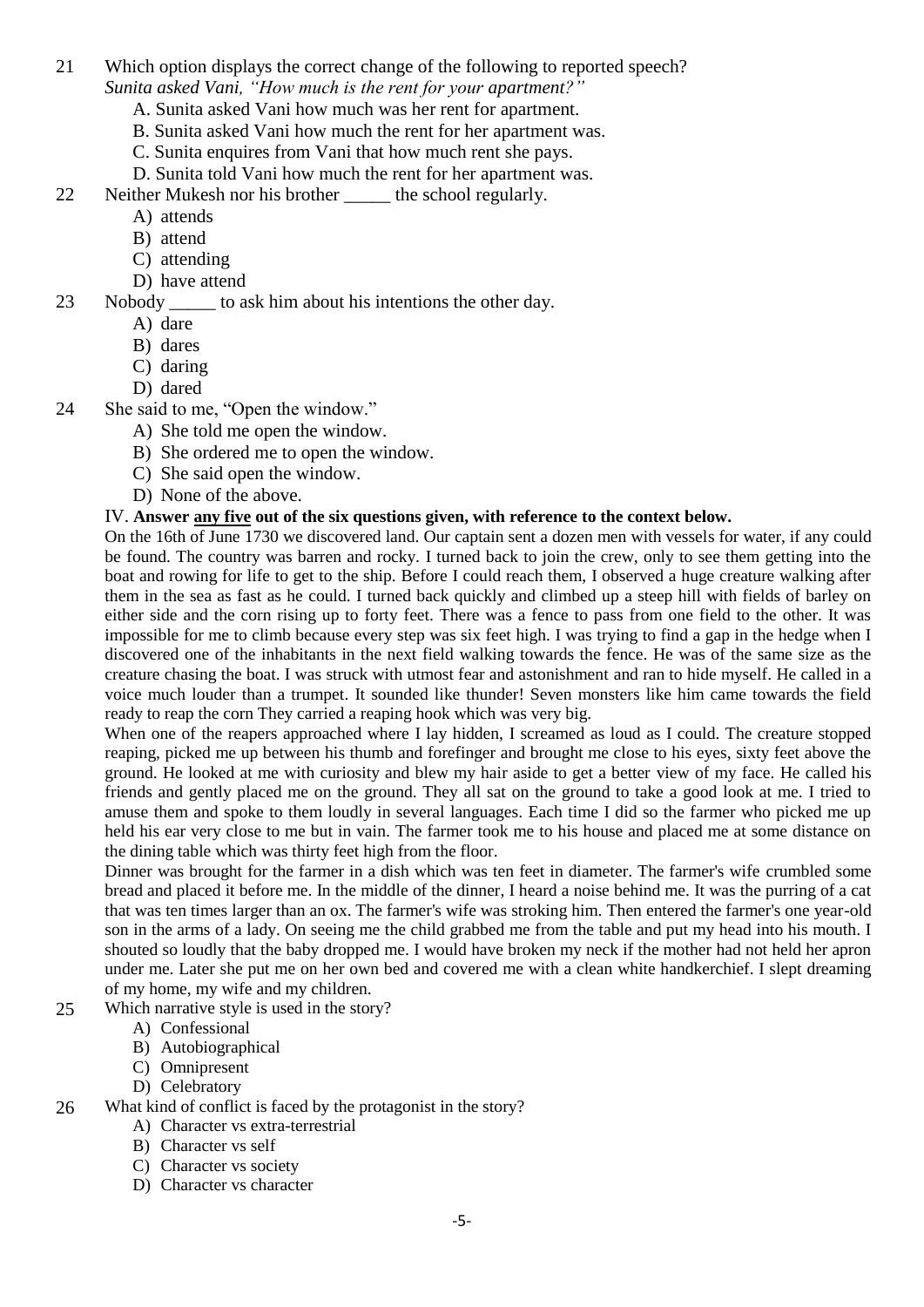21 Which option displays the correct change of the following to reported speech?
*Sunita asked Vani, "How much is the rent for your apartment?"*

A. Sunita asked Vani how much was her rent for apartment.
B. Sunita asked Vani how much the rent for her apartment was.
C. Sunita enquires from Vani that how much rent she pays.
D. Sunita told Vani how much the rent for her apartment was.

22 Neither Mukesh nor his brother _____ the school regularly.

A) attends
B) attend
C) attending
D) have attend

23 Nobody _____ to ask him about his intentions the other day.

A) dare
B) dares
C) daring
D) dared

24 She said to me, "Open the window."

A) She told me open the window.
B) She ordered me to open the window.
C) She said open the window.
D) None of the above.

IV. **Answer <u>any five</u> out of the six questions given, with reference to the context below.**

On the 16th of June 1730 we discovered land. Our captain sent a dozen men with vessels for water, if any could be found. The country was barren and rocky. I turned back to join the crew, only to see them getting into the boat and rowing for life to get to the ship. Before I could reach them, I observed a huge creature walking after them in the sea as fast as he could. I turned back quickly and climbed up a steep hill with fields of barley on either side and the corn rising up to forty feet. There was a fence to pass from one field to the other. It was impossible for me to climb because every step was six feet high. I was trying to find a gap in the hedge when I discovered one of the inhabitants in the next field walking towards the fence. He was of the same size as the creature chasing the boat. I was struck with utmost fear and astonishment and ran to hide myself. He called in a voice much louder than a trumpet. It sounded like thunder! Seven monsters like him came towards the field ready to reap the corn They carried a reaping hook which was very big.

When one of the reapers approached where I lay hidden, I screamed as loud as I could. The creature stopped reaping, picked me up between his thumb and forefinger and brought me close to his eyes, sixty feet above the ground. He looked at me with curiosity and blew my hair aside to get a better view of my face. He called his friends and gently placed me on the ground. They all sat on the ground to take a good look at me. I tried to amuse them and spoke to them loudly in several languages. Each time I did so the farmer who picked me up held his ear very close to me but in vain. The farmer took me to his house and placed me at some distance on the dining table which was thirty feet high from the floor.

Dinner was brought for the farmer in a dish which was ten feet in diameter. The farmer's wife crumbled some bread and placed it before me. In the middle of the dinner, I heard a noise behind me. It was the purring of a cat that was ten times larger than an ox. The farmer's wife was stroking him. Then entered the farmer's one year-old son in the arms of a lady. On seeing me the child grabbed me from the table and put my head into his mouth. I shouted so loudly that the baby dropped me. I would have broken my neck if the mother had not held her apron under me. Later she put me on her own bed and covered me with a clean white handkerchief. I slept dreaming of my home, my wife and my children.

25 Which narrative style is used in the story?

A) Confessional
B) Autobiographical
C) Omnipresent
D) Celebratory

26 What kind of conflict is faced by the protagonist in the story?

A) Character vs extra-terrestrial
B) Character vs self
C) Character vs society
D) Character vs character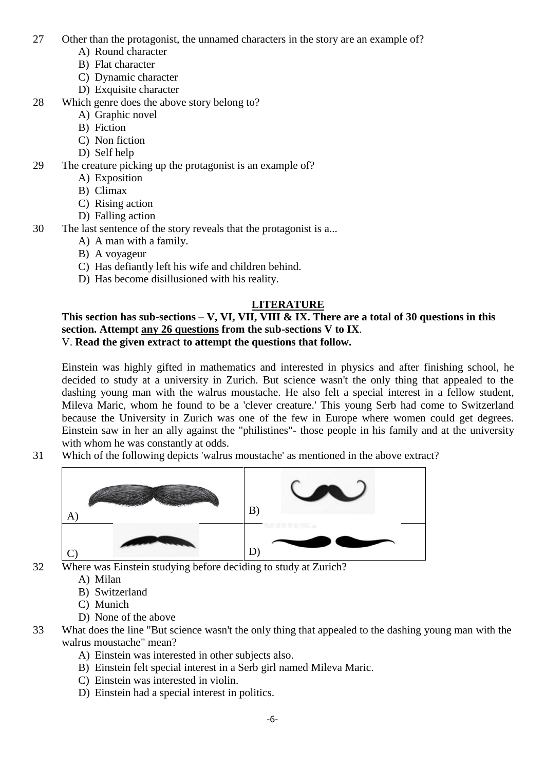27 Other than the protagonist, the unnamed characters in the story are an example of?

A) Round character
B) Flat character
C) Dynamic character
D) Exquisite character

28 Which genre does the above story belong to?

A) Graphic novel
B) Fiction
C) Non fiction
D) Self help

29 The creature picking up the protagonist is an example of?

A) Exposition
B) Climax
C) Rising action
D) Falling action

30 The last sentence of the story reveals that the protagonist is a...

A) A man with a family.
B) A voyageur
C) Has defiantly left his wife and children behind.
D) Has become disillusioned with his reality.

## LITERATURE

**This section has sub-sections – V, VI, VII, VIII & IX. There are a total of 30 questions in this section. Attempt <u>any 26 questions</u> from the sub-sections V to IX**.

V. **Read the given extract to attempt the questions that follow.**

Einstein was highly gifted in mathematics and interested in physics and after finishing school, he decided to study at a university in Zurich. But science wasn't the only thing that appealed to the dashing young man with the walrus moustache. He also felt a special interest in a fellow student, Mileva Maric, whom he found to be a 'clever creature.' This young Serb had come to Switzerland because the University in Zurich was one of the few in Europe where women could get degrees. Einstein saw in her an ally against the "philistines"- those people in his family and at the university with whom he was constantly at odds.

31 Which of the following depicts 'walrus moustache' as mentioned in the above extract?

| A) | B) |
|---|---|
| C) | D) |

32 Where was Einstein studying before deciding to study at Zurich?

A) Milan
B) Switzerland
C) Munich
D) None of the above

33 What does the line "But science wasn't the only thing that appealed to the dashing young man with the walrus moustache" mean?

A) Einstein was interested in other subjects also.
B) Einstein felt special interest in a Serb girl named Mileva Maric.
C) Einstein was interested in violin.
D) Einstein had a special interest in politics.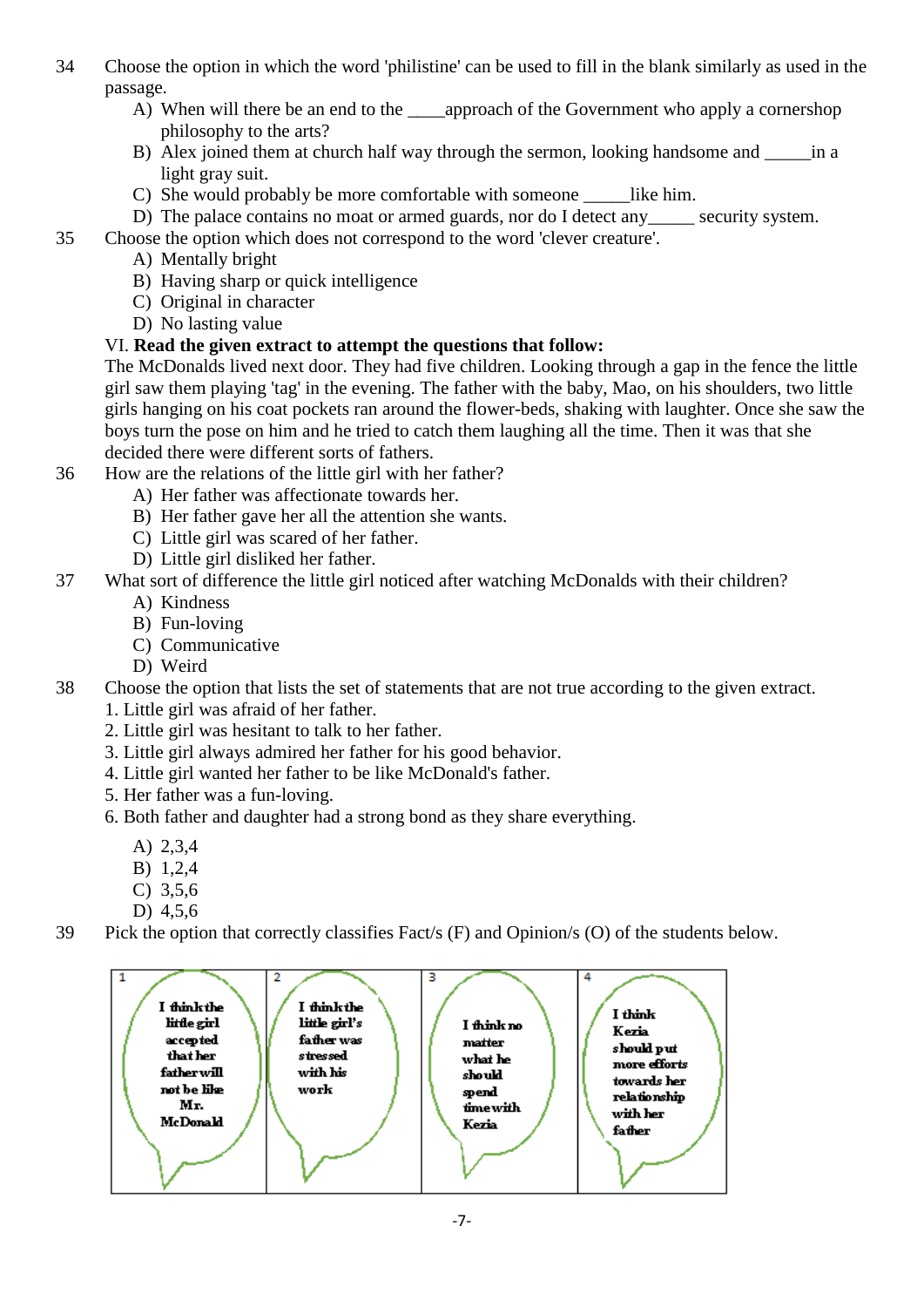34 Choose the option in which the word 'philistine' can be used to fill in the blank similarly as used in the passage.

A) When will there be an end to the ____approach of the Government who apply a cornershop philosophy to the arts?
B) Alex joined them at church half way through the sermon, looking handsome and _____in a light gray suit.
C) She would probably be more comfortable with someone _____like him.
D) The palace contains no moat or armed guards, nor do I detect any_____ security system.

35 Choose the option which does not correspond to the word 'clever creature'.

A) Mentally bright
B) Having sharp or quick intelligence
C) Original in character
D) No lasting value

VI. **Read the given extract to attempt the questions that follow:**

The McDonalds lived next door. They had five children. Looking through a gap in the fence the little girl saw them playing 'tag' in the evening. The father with the baby, Mao, on his shoulders, two little girls hanging on his coat pockets ran around the flower-beds, shaking with laughter. Once she saw the boys turn the pose on him and he tried to catch them laughing all the time. Then it was that she decided there were different sorts of fathers.

36 How are the relations of the little girl with her father?

A) Her father was affectionate towards her.
B) Her father gave her all the attention she wants.
C) Little girl was scared of her father.
D) Little girl disliked her father.

37 What sort of difference the little girl noticed after watching McDonalds with their children?

A) Kindness
B) Fun-loving
C) Communicative
D) Weird

38 Choose the option that lists the set of statements that are not true according to the given extract.

1. Little girl was afraid of her father.
2. Little girl was hesitant to talk to her father.
3. Little girl always admired her father for his good behavior.
4. Little girl wanted her father to be like McDonald's father.
5. Her father was a fun-loving.
6. Both father and daughter had a strong bond as they share everything.

A) 2,3,4
B) 1,2,4
C) 3,5,6
D) 4,5,6

39 Pick the option that correctly classifies Fact/s (F) and Opinion/s (O) of the students below.

| 1 | 2 | 3 | 4 |
|---|---|---|---|
| I think the little girl accepted that her father will not be like Mr. McDonald | I think the little girl's father was stressed with his work | I think no matter what he should spend time with Kezia | I think Kezia should put more efforts towards her relationship with her father |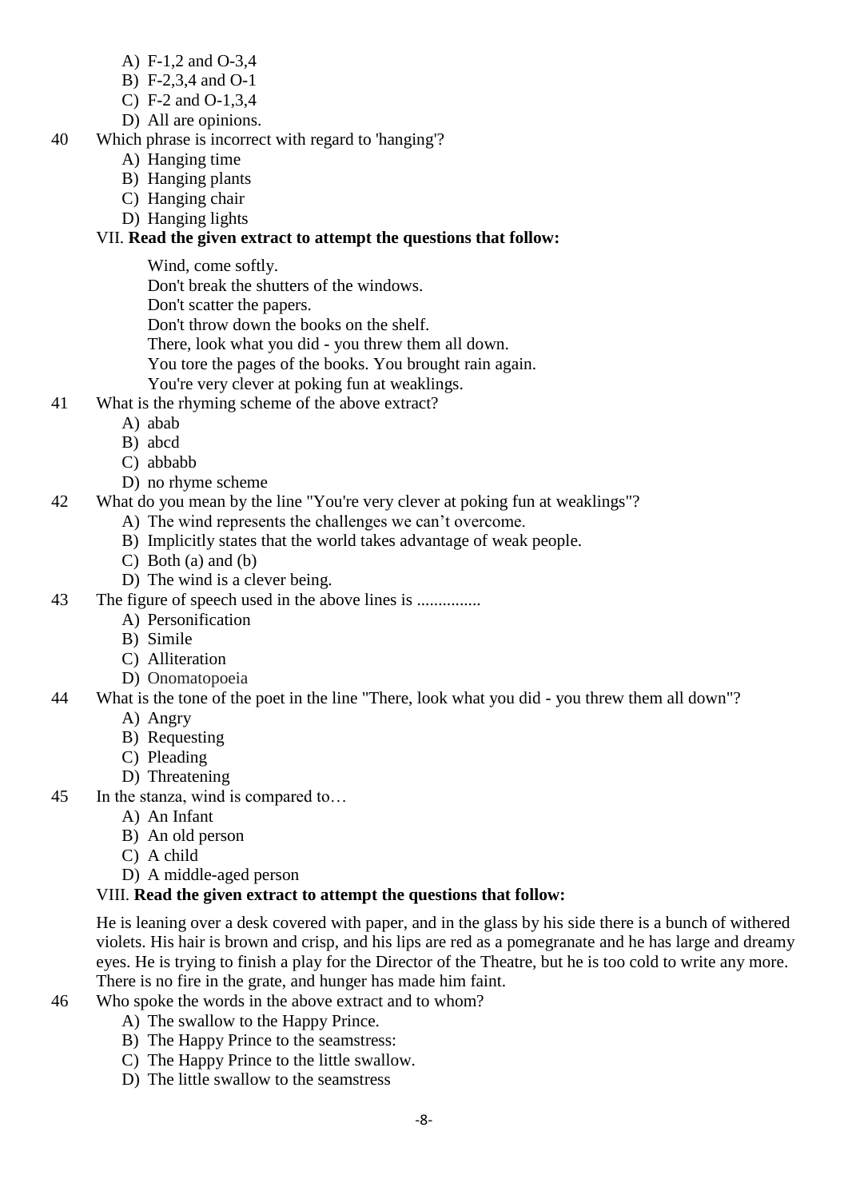A) F-1,2 and O-3,4
B) F-2,3,4 and O-1
C) F-2 and O-1,3,4
D) All are opinions.

40 Which phrase is incorrect with regard to 'hanging'?

A) Hanging time
B) Hanging plants
C) Hanging chair
D) Hanging lights

VII. **Read the given extract to attempt the questions that follow:**

> Wind, come softly.
> Don't break the shutters of the windows.
> Don't scatter the papers.
> Don't throw down the books on the shelf.
> There, look what you did - you threw them all down.
> You tore the pages of the books. You brought rain again.
> You're very clever at poking fun at weaklings.

41 What is the rhyming scheme of the above extract?

A) abab
B) abcd
C) abbabb
D) no rhyme scheme

42 What do you mean by the line "You're very clever at poking fun at weaklings"?

A) The wind represents the challenges we can't overcome.
B) Implicitly states that the world takes advantage of weak people.
C) Both (a) and (b)
D) The wind is a clever being.

43 The figure of speech used in the above lines is ...............

A) Personification
B) Simile
C) Alliteration
D) Onomatopoeia

44 What is the tone of the poet in the line "There, look what you did - you threw them all down"?

A) Angry
B) Requesting
C) Pleading
D) Threatening

45 In the stanza, wind is compared to…

A) An Infant
B) An old person
C) A child
D) A middle-aged person

VIII. **Read the given extract to attempt the questions that follow:**

He is leaning over a desk covered with paper, and in the glass by his side there is a bunch of withered violets. His hair is brown and crisp, and his lips are red as a pomegranate and he has large and dreamy eyes. He is trying to finish a play for the Director of the Theatre, but he is too cold to write any more. There is no fire in the grate, and hunger has made him faint.

46 Who spoke the words in the above extract and to whom?

A) The swallow to the Happy Prince.
B) The Happy Prince to the seamstress:
C) The Happy Prince to the little swallow.
D) The little swallow to the seamstress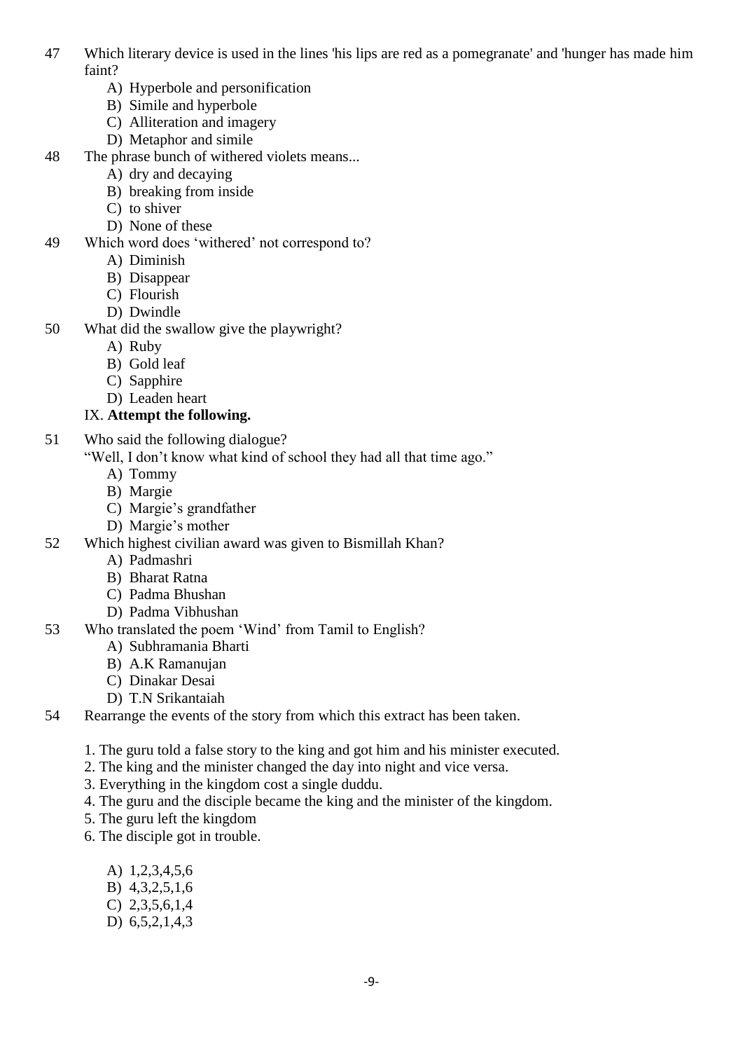47 Which literary device is used in the lines 'his lips are red as a pomegranate' and 'hunger has made him faint?

A) Hyperbole and personification
B) Simile and hyperbole
C) Alliteration and imagery
D) Metaphor and simile

48 The phrase bunch of withered violets means...

A) dry and decaying
B) breaking from inside
C) to shiver
D) None of these

49 Which word does 'withered' not correspond to?

A) Diminish
B) Disappear
C) Flourish
D) Dwindle

50 What did the swallow give the playwright?

A) Ruby
B) Gold leaf
C) Sapphire
D) Leaden heart

IX. **Attempt the following.**

51 Who said the following dialogue?

"Well, I don't know what kind of school they had all that time ago."

A) Tommy
B) Margie
C) Margie's grandfather
D) Margie's mother

52 Which highest civilian award was given to Bismillah Khan?

A) Padmashri
B) Bharat Ratna
C) Padma Bhushan
D) Padma Vibhushan

53 Who translated the poem 'Wind' from Tamil to English?

A) Subhramania Bharti
B) A.K Ramanujan
C) Dinakar Desai
D) T.N Srikantaiah

54 Rearrange the events of the story from which this extract has been taken.

1. The guru told a false story to the king and got him and his minister executed.
2. The king and the minister changed the day into night and vice versa.
3. Everything in the kingdom cost a single duddu.
4. The guru and the disciple became the king and the minister of the kingdom.
5. The guru left the kingdom
6. The disciple got in trouble.

A) 1,2,3,4,5,6
B) 4,3,2,5,1,6
C) 2,3,5,6,1,4
D) 6,5,2,1,4,3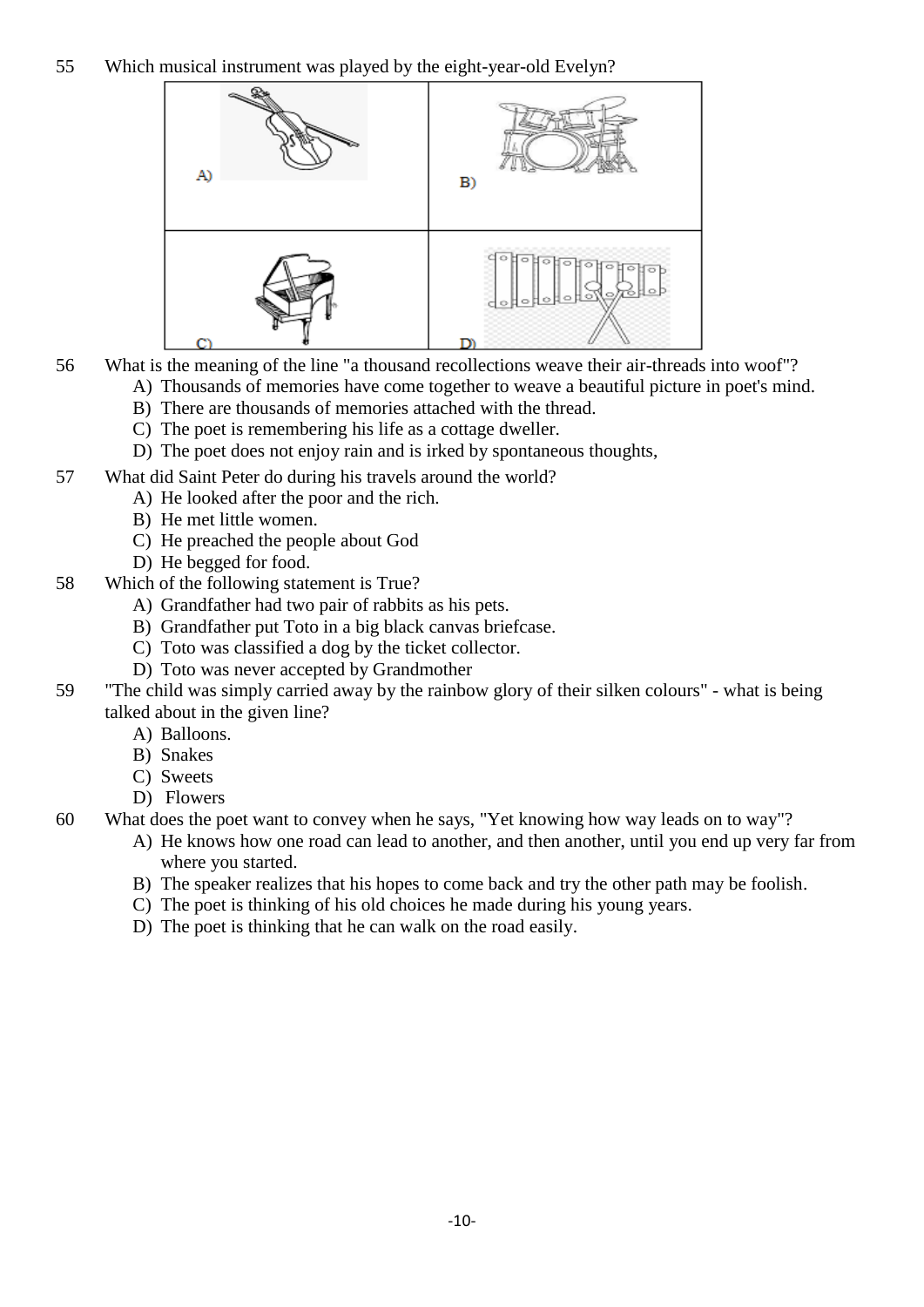55 Which musical instrument was played by the eight-year-old Evelyn?

A)

B)

C)

D)

56 What is the meaning of the line "a thousand recollections weave their air-threads into woof"?

A) Thousands of memories have come together to weave a beautiful picture in poet's mind.
B) There are thousands of memories attached with the thread.
C) The poet is remembering his life as a cottage dweller.
D) The poet does not enjoy rain and is irked by spontaneous thoughts,

57 What did Saint Peter do during his travels around the world?

A) He looked after the poor and the rich.
B) He met little women.
C) He preached the people about God
D) He begged for food.

58 Which of the following statement is True?

A) Grandfather had two pair of rabbits as his pets.
B) Grandfather put Toto in a big black canvas briefcase.
C) Toto was classified a dog by the ticket collector.
D) Toto was never accepted by Grandmother

59 "The child was simply carried away by the rainbow glory of their silken colours" - what is being talked about in the given line?

A) Balloons.
B) Snakes
C) Sweets
D) Flowers

60 What does the poet want to convey when he says, "Yet knowing how way leads on to way"?

A) He knows how one road can lead to another, and then another, until you end up very far from where you started.
B) The speaker realizes that his hopes to come back and try the other path may be foolish.
C) The poet is thinking of his old choices he made during his young years.
D) The poet is thinking that he can walk on the road easily.